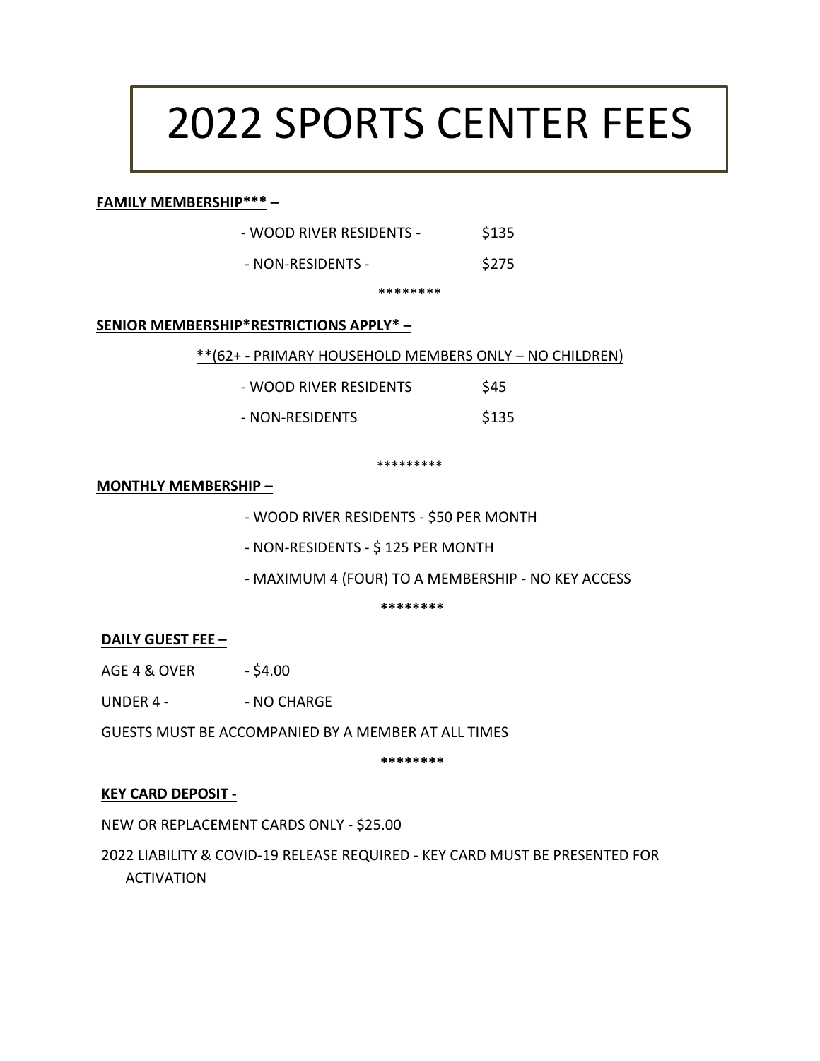# 2022 SPORTS CENTER FEES

**FAMILY MEMBERSHIP*** –**

- WOOD RIVER RESIDENTS - $135

- NON-RESIDENTS - $275

********

**SENIOR MEMBERSHIP*RESTRICTIONS APPLY* –**

**(62+ - PRIMARY HOUSEHOLD MEMBERS ONLY – NO CHILDREN)

- WOOD RIVER RESIDENTS $45

- NON-RESIDENTS $135

*********

**MONTHLY MEMBERSHIP –**

- WOOD RIVER RESIDENTS - $50 PER MONTH

- NON-RESIDENTS - $ 125 PER MONTH

- MAXIMUM 4 (FOUR) TO A MEMBERSHIP - NO KEY ACCESS

********

**DAILY GUEST FEE –**

AGE 4 & OVER - $4.00

UNDER 4 - - NO CHARGE

GUESTS MUST BE ACCOMPANIED BY A MEMBER AT ALL TIMES

********

**KEY CARD DEPOSIT -**

NEW OR REPLACEMENT CARDS ONLY - $25.00

2022 LIABILITY & COVID-19 RELEASE REQUIRED - KEY CARD MUST BE PRESENTED FOR ACTIVATION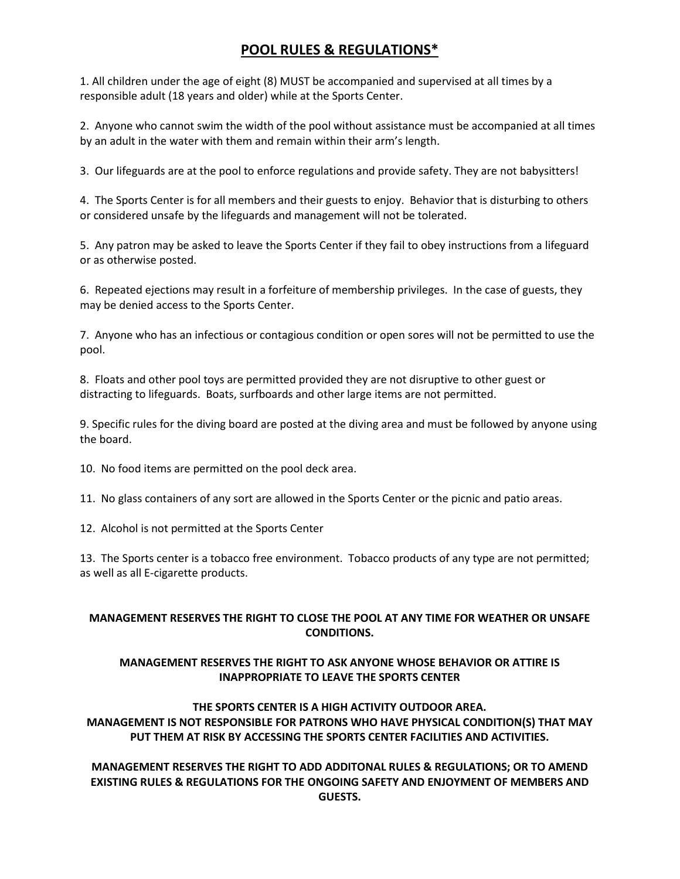# POOL RULES & REGULATIONS*

1. All children under the age of eight (8) MUST be accompanied and supervised at all times by a responsible adult (18 years and older) while at the Sports Center.

2. Anyone who cannot swim the width of the pool without assistance must be accompanied at all times by an adult in the water with them and remain within their arm's length.

3. Our lifeguards are at the pool to enforce regulations and provide safety. They are not babysitters!

4. The Sports Center is for all members and their guests to enjoy. Behavior that is disturbing to others or considered unsafe by the lifeguards and management will not be tolerated.

5. Any patron may be asked to leave the Sports Center if they fail to obey instructions from a lifeguard or as otherwise posted.

6. Repeated ejections may result in a forfeiture of membership privileges. In the case of guests, they may be denied access to the Sports Center.

7. Anyone who has an infectious or contagious condition or open sores will not be permitted to use the pool.

8. Floats and other pool toys are permitted provided they are not disruptive to other guest or distracting to lifeguards. Boats, surfboards and other large items are not permitted.

9. Specific rules for the diving board are posted at the diving area and must be followed by anyone using the board.

10. No food items are permitted on the pool deck area.

11. No glass containers of any sort are allowed in the Sports Center or the picnic and patio areas.

12. Alcohol is not permitted at the Sports Center

13. The Sports center is a tobacco free environment. Tobacco products of any type are not permitted; as well as all E-cigarette products.

**MANAGEMENT RESERVES THE RIGHT TO CLOSE THE POOL AT ANY TIME FOR WEATHER OR UNSAFE CONDITIONS.**

**MANAGEMENT RESERVES THE RIGHT TO ASK ANYONE WHOSE BEHAVIOR OR ATTIRE IS INAPPROPRIATE TO LEAVE THE SPORTS CENTER**

**THE SPORTS CENTER IS A HIGH ACTIVITY OUTDOOR AREA.**
**MANAGEMENT IS NOT RESPONSIBLE FOR PATRONS WHO HAVE PHYSICAL CONDITION(S) THAT MAY PUT THEM AT RISK BY ACCESSING THE SPORTS CENTER FACILITIES AND ACTIVITIES.**

**MANAGEMENT RESERVES THE RIGHT TO ADD ADDITONAL RULES & REGULATIONS; OR TO AMEND EXISTING RULES & REGULATIONS FOR THE ONGOING SAFETY AND ENJOYMENT OF MEMBERS AND GUESTS.**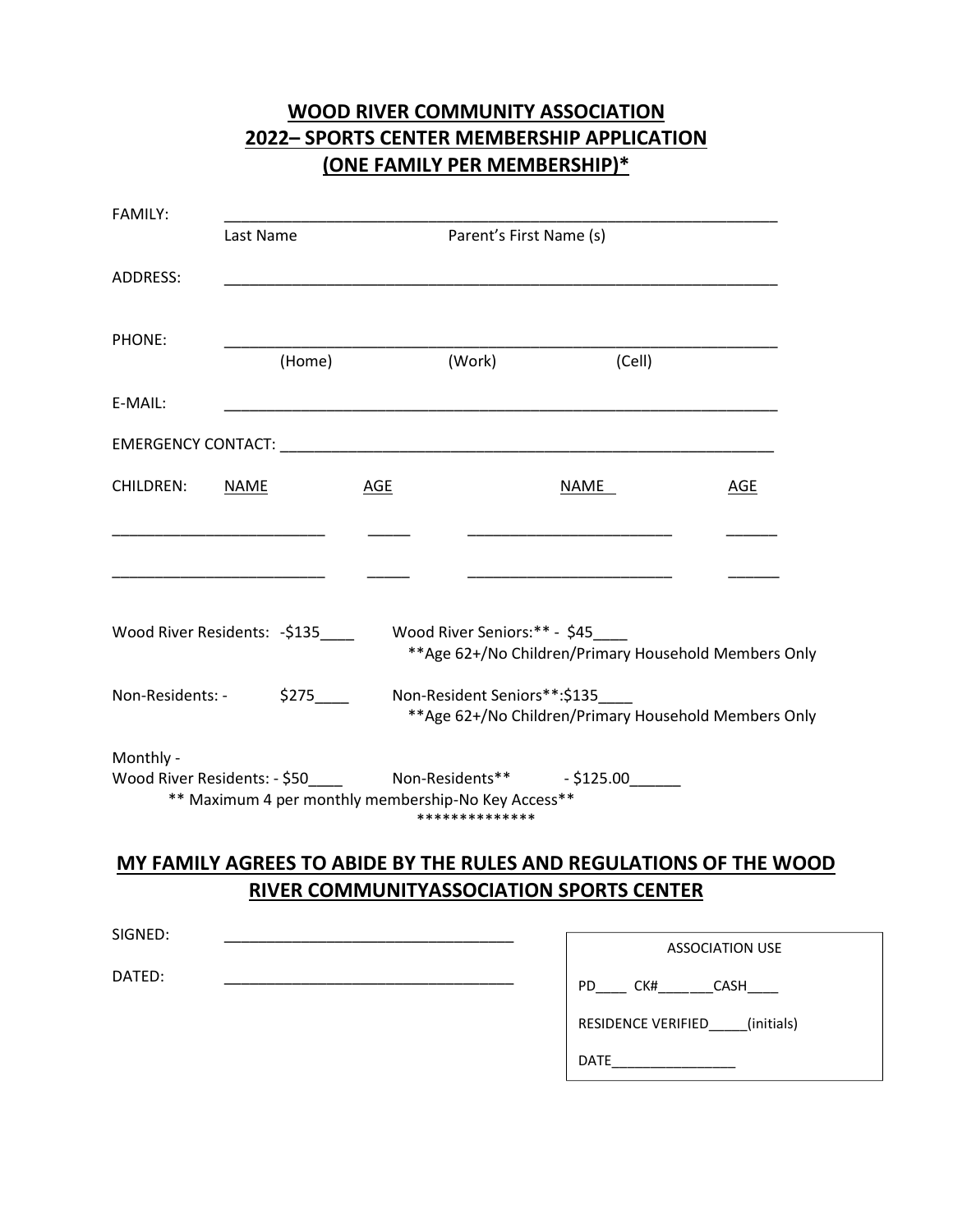# WOOD RIVER COMMUNITY ASSOCIATION
# 2022– SPORTS CENTER MEMBERSHIP APPLICATION
# (ONE FAMILY PER MEMBERSHIP)*

FAMILY: ________________________________________________________________
Last Name Parent's First Name (s)

ADDRESS: ________________________________________________________________

PHONE: ________________________________________________________________
(Home) (Work) (Cell)

E-MAIL: ________________________________________________________________

EMERGENCY CONTACT: ____________________________________________________

| CHILDREN: NAME | AGE | NAME | AGE |
|---|---|---|---|
| ________________________ | _____ | ________________________ | ______ |
| ________________________ | _____ | ________________________ | ______ |

Wood River Residents: -$135____ Wood River Seniors:** - $45____
**Age 62+/No Children/Primary Household Members Only

Non-Residents: - $275____ Non-Resident Seniors**:$135____
**Age 62+/No Children/Primary Household Members Only

Monthly -
Wood River Residents: - $50____ Non-Residents** - $125.00______
** Maximum 4 per monthly membership-No Key Access**
**************

## MY FAMILY AGREES TO ABIDE BY THE RULES AND REGULATIONS OF THE WOOD RIVER COMMUNITYASSOCIATION SPORTS CENTER

SIGNED: ________________________________

DATED: ________________________________

| ASSOCIATION USE |
|---|
| PD____ CK#_______CASH____ |
| RESIDENCE VERIFIED_____(initials) |
| DATE________________ |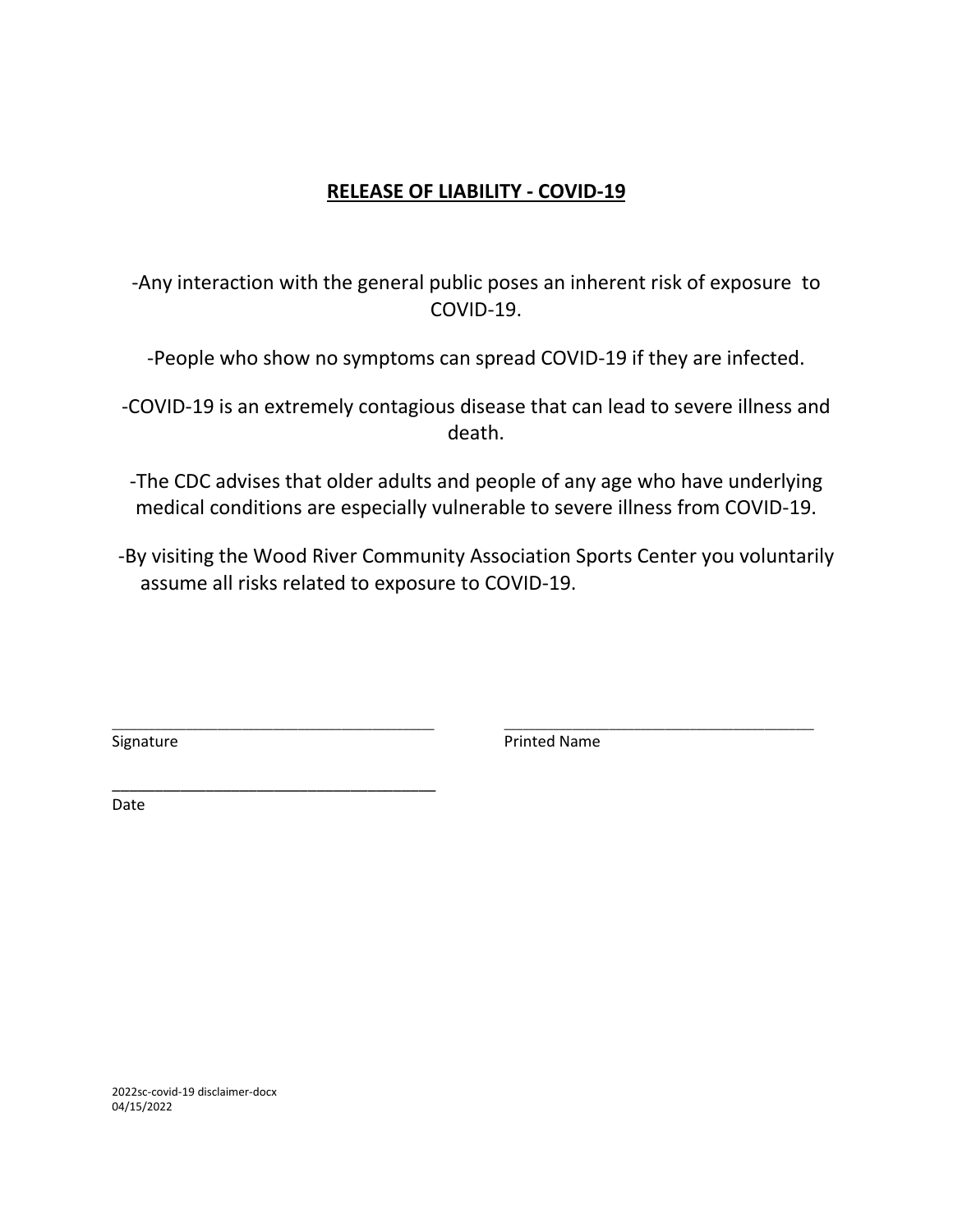# RELEASE OF LIABILITY - COVID-19

-Any interaction with the general public poses an inherent risk of exposure to COVID-19.

-People who show no symptoms can spread COVID-19 if they are infected.

-COVID-19 is an extremely contagious disease that can lead to severe illness and death.

-The CDC advises that older adults and people of any age who have underlying medical conditions are especially vulnerable to severe illness from COVID-19.

-By visiting the Wood River Community Association Sports Center you voluntarily assume all risks related to exposure to COVID-19.

\_\_\_\_\_\_\_\_\_\_\_\_\_\_\_\_\_\_\_\_\_\_\_\_\_\_\_\_\_\_\_\_\_\_\_\_\_\_ &nbsp;&nbsp;&nbsp;&nbsp; \_\_\_\_\_\_\_\_\_\_\_\_\_\_\_\_\_\_\_\_\_\_\_\_\_\_\_\_\_\_\_\_\_\_\_\_\_\_
Signature &nbsp;&nbsp;&nbsp;&nbsp; Printed Name

\_\_\_\_\_\_\_\_\_\_\_\_\_\_\_\_\_\_\_\_\_\_\_\_\_\_\_\_\_\_\_\_\_\_\_\_\_\_
Date

2022sc-covid-19 disclaimer-docx
04/15/2022